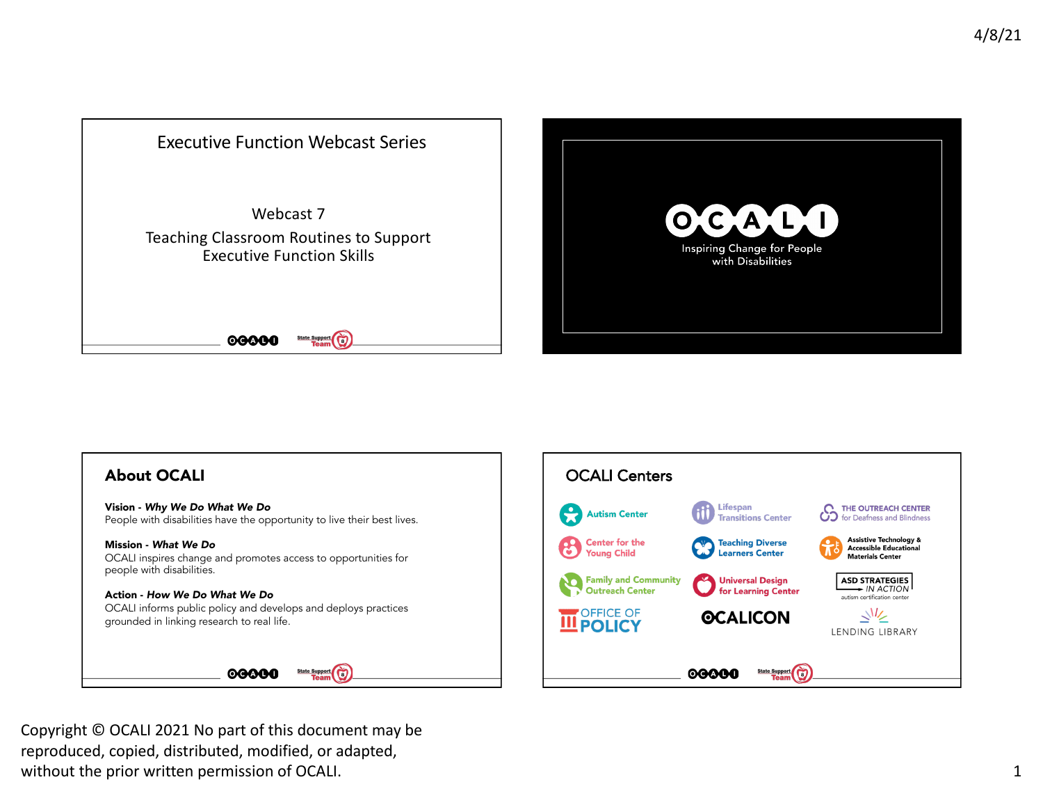# Executive Function Webcast Series

## Webcast 7

## Teaching Classroom Routines to Support Executive Function Skills

OCALI

Inspiring Change for People with Disabilities

## About OCALI

**Vision -** ***Why We Do What We Do***
People with disabilities have the opportunity to live their best lives.

**Mission -** ***What We Do***
OCALI inspires change and promotes access to opportunities for people with disabilities.

**Action -** ***How We Do What We Do***
OCALI informs public policy and develops and deploys practices grounded in linking research to real life.

## OCALI Centers

- Autism Center
- Lifespan Transitions Center
- The Outreach Center for Deafness and Blindness
- Center for the Young Child
- Teaching Diverse Learners Center
- Assistive Technology & Accessible Educational Materials Center
- Family and Community Outreach Center
- Universal Design for Learning Center
- ASD Strategies in Action – autism certification center
- Office of Policy
- OCALICON
- Lending Library

Copyright © OCALI 2021 No part of this document may be reproduced, copied, distributed, modified, or adapted, without the prior written permission of OCALI.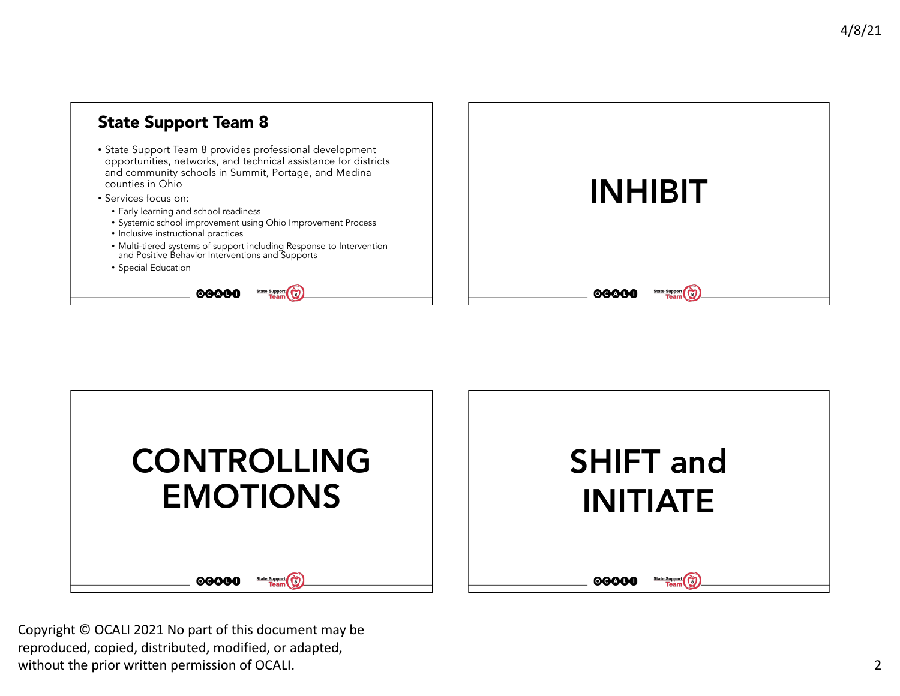## State Support Team 8

- State Support Team 8 provides professional development opportunities, networks, and technical assistance for districts and community schools in Summit, Portage, and Medina counties in Ohio
- Services focus on:
  - Early learning and school readiness
  - Systemic school improvement using Ohio Improvement Process
  - Inclusive instructional practices
  - Multi-tiered systems of support including Response to Intervention and Positive Behavior Interventions and Supports
  - Special Education

# INHIBIT

# CONTROLLING EMOTIONS

# SHIFT and INITIATE

Copyright © OCALI 2021 No part of this document may be reproduced, copied, distributed, modified, or adapted, without the prior written permission of OCALI.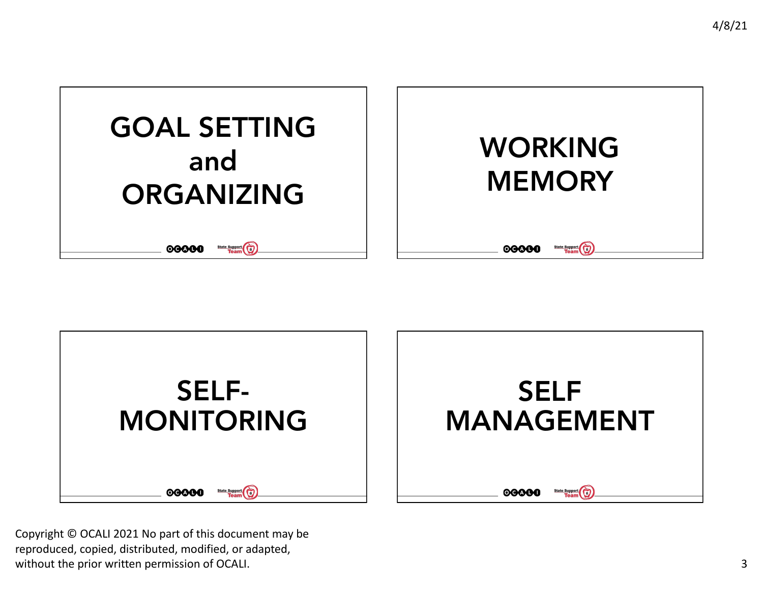## GOAL SETTING and ORGANIZING

## WORKING MEMORY

## SELF-MONITORING

## SELF MANAGEMENT

Copyright © OCALI 2021 No part of this document may be reproduced, copied, distributed, modified, or adapted, without the prior written permission of OCALI.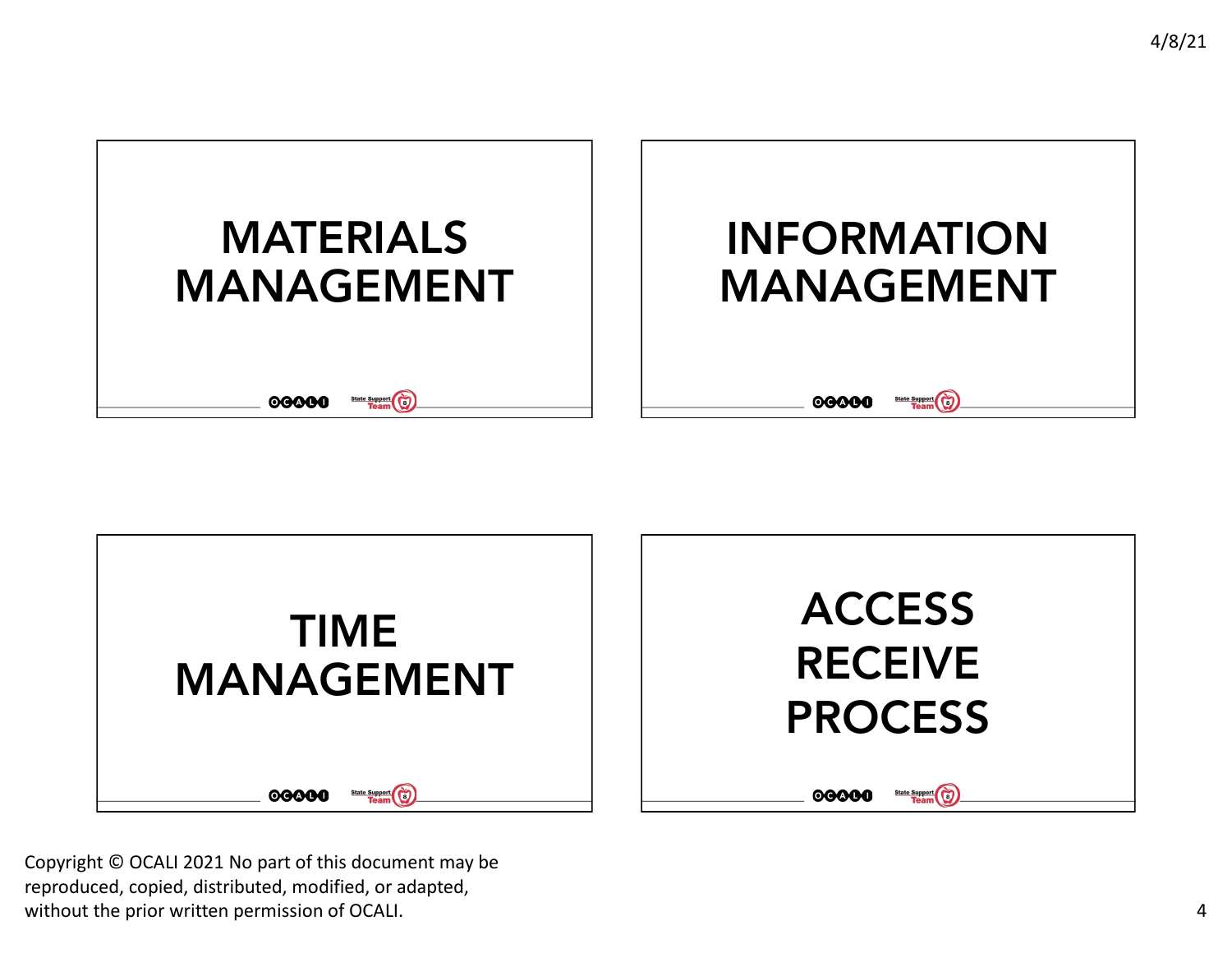## MATERIALS MANAGEMENT

## INFORMATION MANAGEMENT

## TIME MANAGEMENT

## ACCESS RECEIVE PROCESS

Copyright © OCALI 2021 No part of this document may be reproduced, copied, distributed, modified, or adapted, without the prior written permission of OCALI.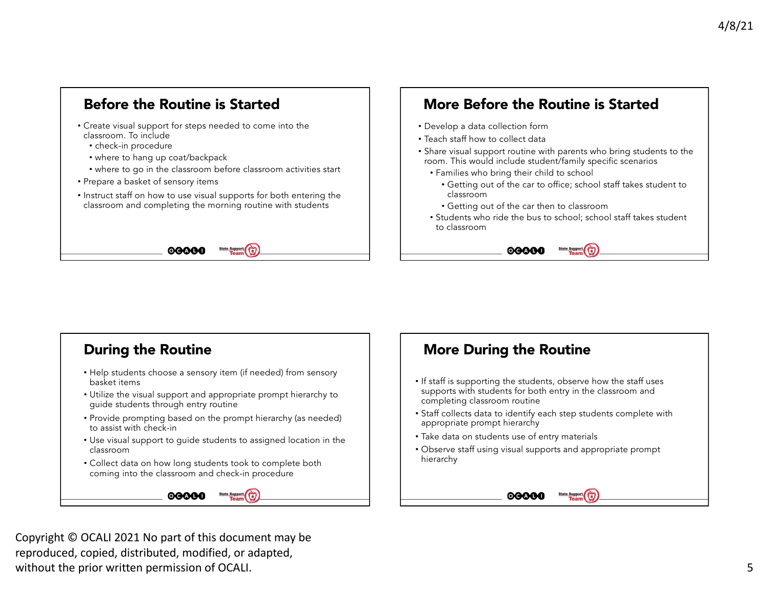## Before the Routine is Started

- Create visual support for steps needed to come into the classroom. To include
  - check-in procedure
  - where to hang up coat/backpack
  - where to go in the classroom before classroom activities start
- Prepare a basket of sensory items
- Instruct staff on how to use visual supports for both entering the classroom and completing the morning routine with students

## More Before the Routine is Started

- Develop a data collection form
- Teach staff how to collect data
- Share visual support routine with parents who bring students to the room. This would include student/family specific scenarios
  - Families who bring their child to school
    - Getting out of the car to office; school staff takes student to classroom
    - Getting out of the car then to classroom
  - Students who ride the bus to school; school staff takes student to classroom

## During the Routine

- Help students choose a sensory item (if needed) from sensory basket items
- Utilize the visual support and appropriate prompt hierarchy to guide students through entry routine
- Provide prompting based on the prompt hierarchy (as needed) to assist with check-in
- Use visual support to guide students to assigned location in the classroom
- Collect data on how long students took to complete both coming into the classroom and check-in procedure

## More During the Routine

- If staff is supporting the students, observe how the staff uses supports with students for both entry in the classroom and completing classroom routine
- Staff collects data to identify each step students complete with appropriate prompt hierarchy
- Take data on students use of entry materials
- Observe staff using visual supports and appropriate prompt hierarchy

Copyright © OCALI 2021 No part of this document may be reproduced, copied, distributed, modified, or adapted, without the prior written permission of OCALI.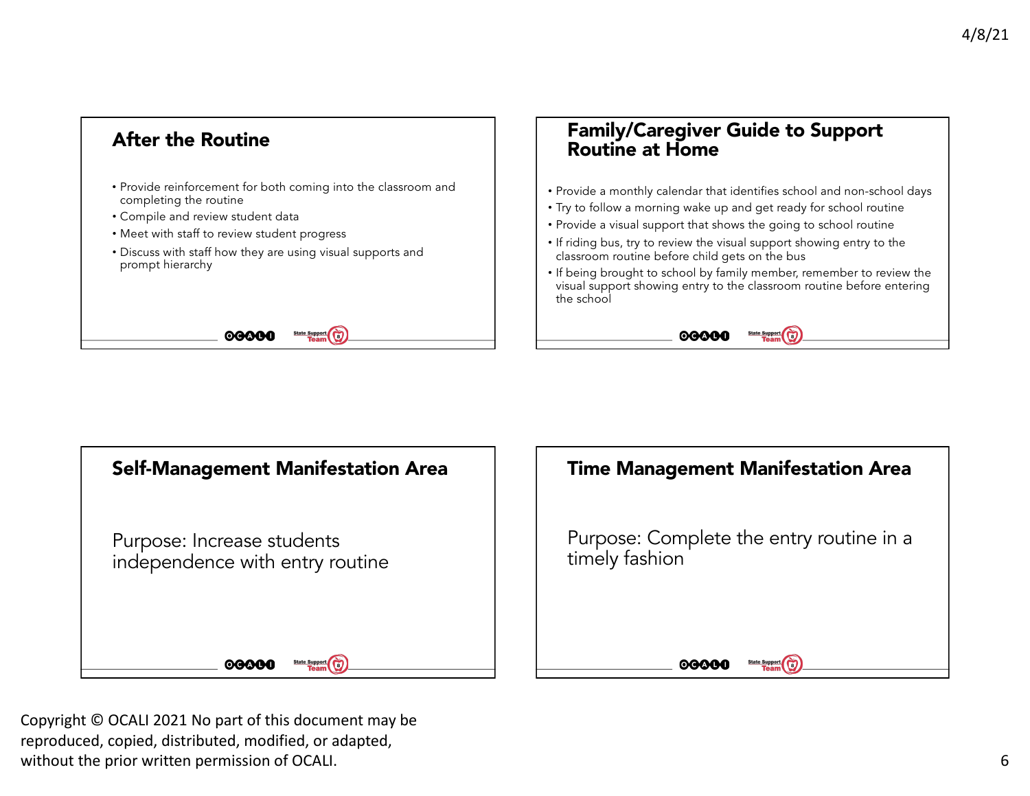## After the Routine

- Provide reinforcement for both coming into the classroom and completing the routine
- Compile and review student data
- Meet with staff to review student progress
- Discuss with staff how they are using visual supports and prompt hierarchy

## Family/Caregiver Guide to Support Routine at Home

- Provide a monthly calendar that identifies school and non-school days
- Try to follow a morning wake up and get ready for school routine
- Provide a visual support that shows the going to school routine
- If riding bus, try to review the visual support showing entry to the classroom routine before child gets on the bus
- If being brought to school by family member, remember to review the visual support showing entry to the classroom routine before entering the school

## Self-Management Manifestation Area

Purpose: Increase students independence with entry routine

## Time Management Manifestation Area

Purpose: Complete the entry routine in a timely fashion

Copyright © OCALI 2021 No part of this document may be reproduced, copied, distributed, modified, or adapted, without the prior written permission of OCALI.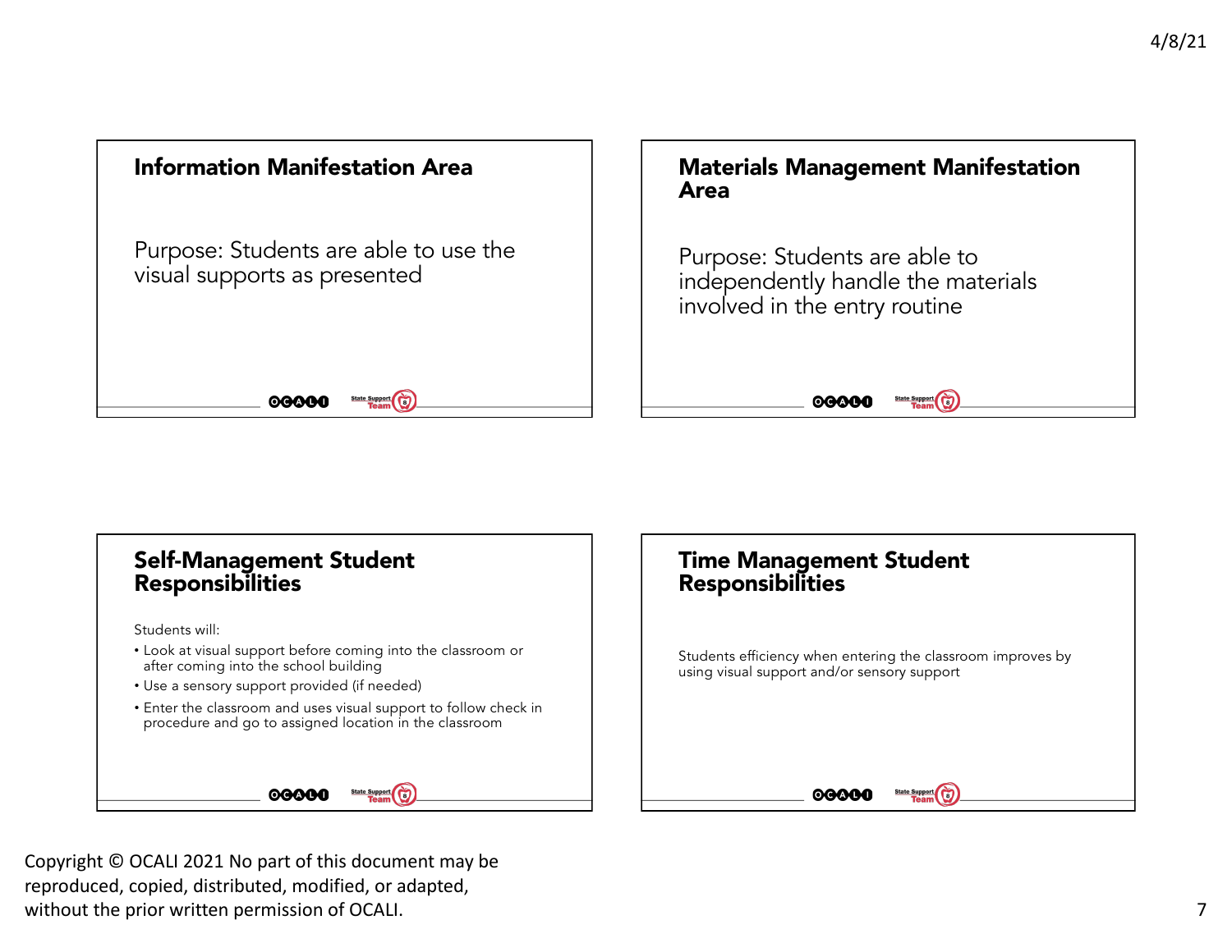## Information Manifestation Area

Purpose: Students are able to use the visual supports as presented

## Materials Management Manifestation Area

Purpose: Students are able to independently handle the materials involved in the entry routine

## Self-Management Student Responsibilities

Students will:

- Look at visual support before coming into the classroom or after coming into the school building
- Use a sensory support provided (if needed)
- Enter the classroom and uses visual support to follow check in procedure and go to assigned location in the classroom

## Time Management Student Responsibilities

Students efficiency when entering the classroom improves by using visual support and/or sensory support

Copyright © OCALI 2021 No part of this document may be reproduced, copied, distributed, modified, or adapted, without the prior written permission of OCALI.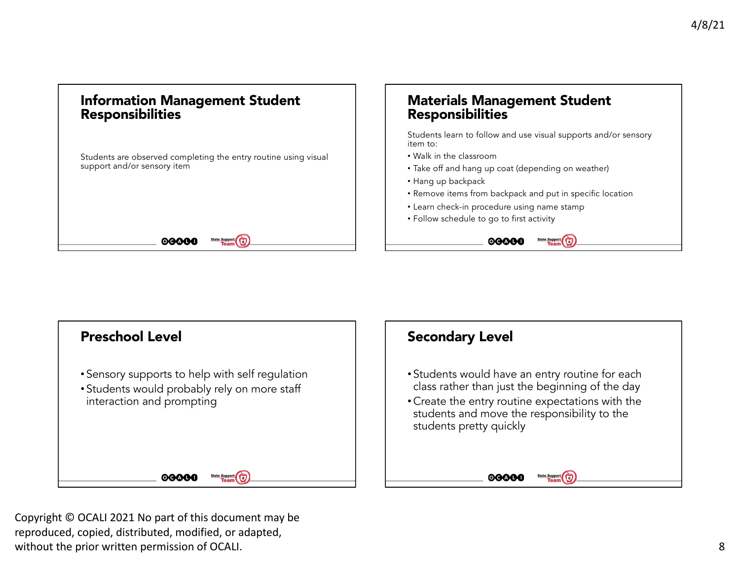## Information Management Student Responsibilities

Students are observed completing the entry routine using visual support and/or sensory item

## Materials Management Student Responsibilities

Students learn to follow and use visual supports and/or sensory item to:

- Walk in the classroom
- Take off and hang up coat (depending on weather)
- Hang up backpack
- Remove items from backpack and put in specific location
- Learn check-in procedure using name stamp
- Follow schedule to go to first activity

## Preschool Level

- Sensory supports to help with self regulation
- Students would probably rely on more staff interaction and prompting

## Secondary Level

- Students would have an entry routine for each class rather than just the beginning of the day
- Create the entry routine expectations with the students and move the responsibility to the students pretty quickly

Copyright © OCALI 2021 No part of this document may be reproduced, copied, distributed, modified, or adapted, without the prior written permission of OCALI.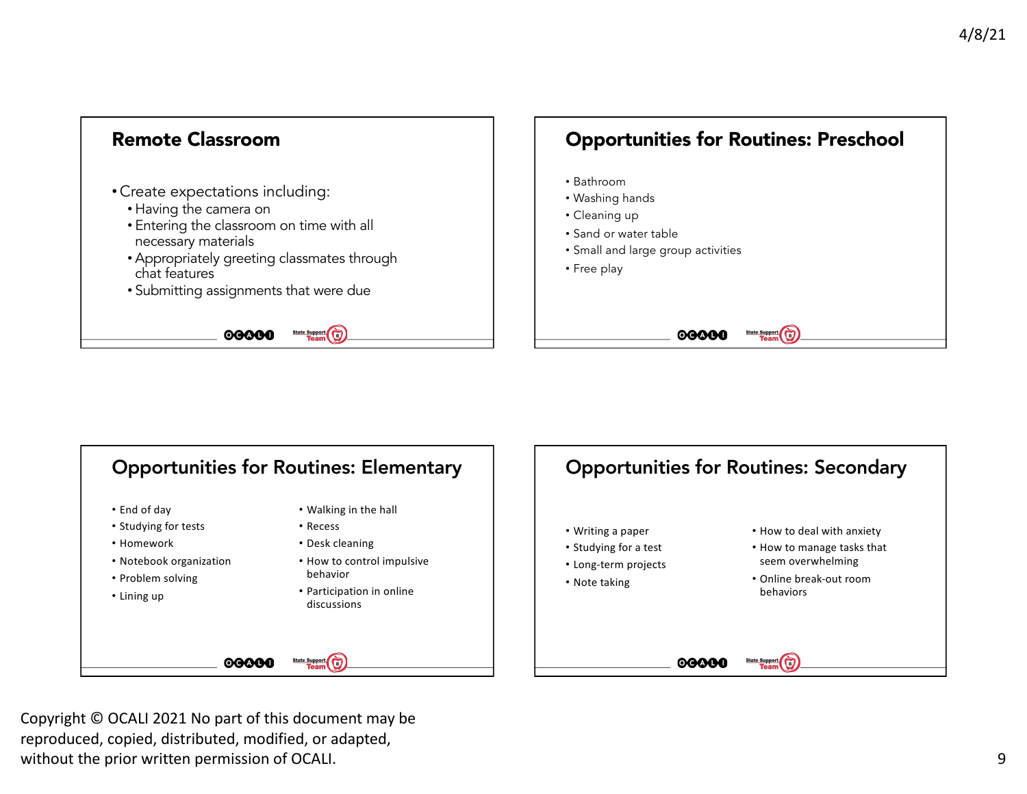## Remote Classroom

- Create expectations including:
  - Having the camera on
  - Entering the classroom on time with all necessary materials
  - Appropriately greeting classmates through chat features
  - Submitting assignments that were due

## Opportunities for Routines: Preschool

- Bathroom
- Washing hands
- Cleaning up
- Sand or water table
- Small and large group activities
- Free play

## Opportunities for Routines: Elementary

- End of day
- Studying for tests
- Homework
- Notebook organization
- Problem solving
- Lining up
- Walking in the hall
- Recess
- Desk cleaning
- How to control impulsive behavior
- Participation in online discussions

## Opportunities for Routines: Secondary

- Writing a paper
- Studying for a test
- Long-term projects
- Note taking
- How to deal with anxiety
- How to manage tasks that seem overwhelming
- Online break-out room behaviors

Copyright © OCALI 2021 No part of this document may be reproduced, copied, distributed, modified, or adapted, without the prior written permission of OCALI.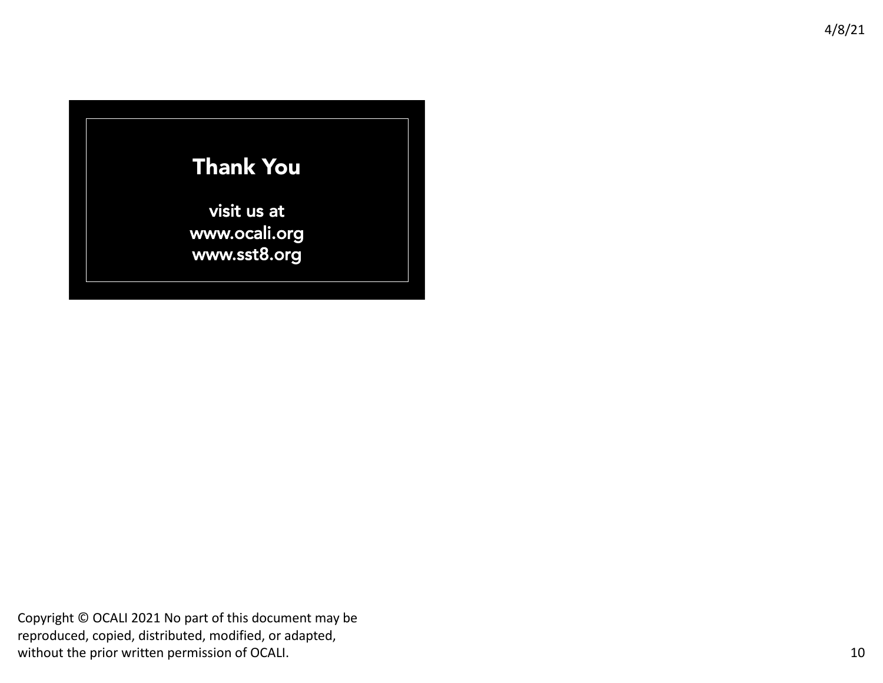## Thank You

visit us at
www.ocali.org
www.sst8.org

Copyright © OCALI 2021 No part of this document may be reproduced, copied, distributed, modified, or adapted, without the prior written permission of OCALI.